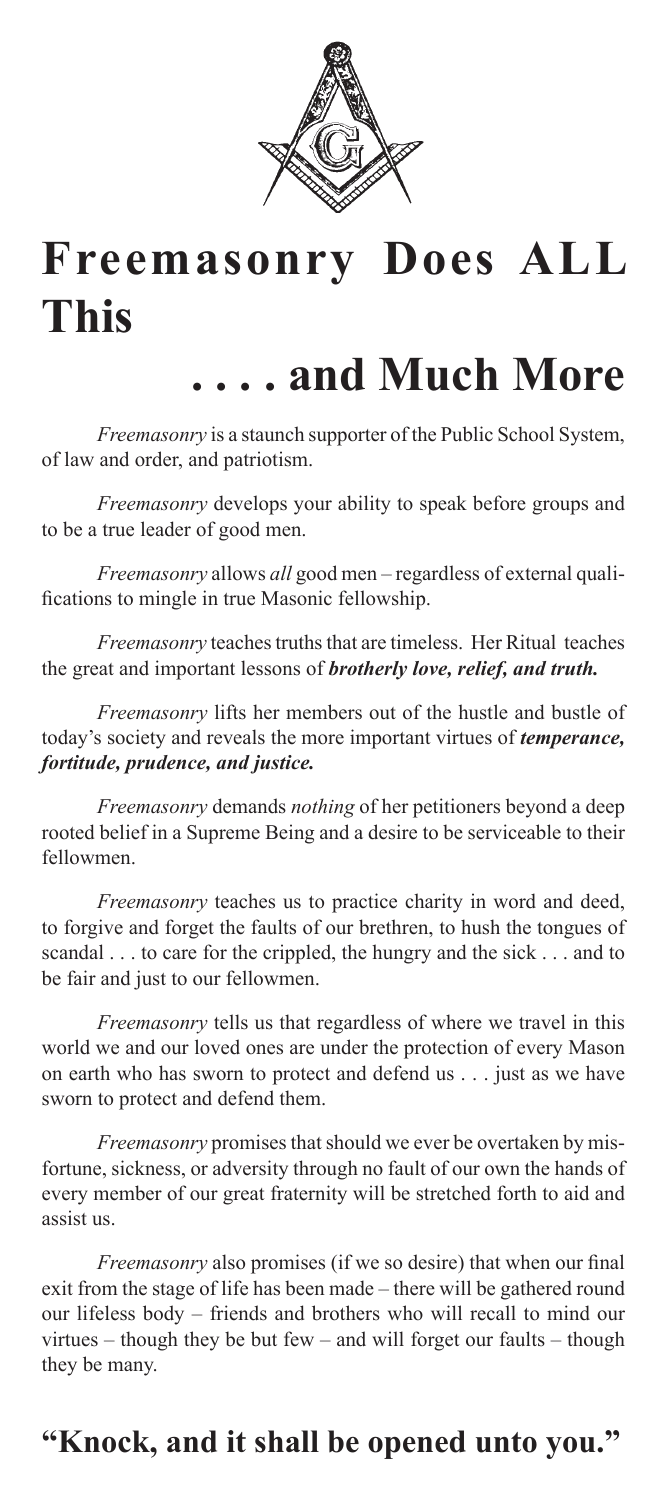# Freemasonry Does ALL This

# . . . . and Much More

*Freemasonry* is a staunch supporter of the Public School System, of law and order, and patriotism.

*Freemasonry* develops your ability to speak before groups and to be a true leader of good men.

*Freemasonry* allows *all* good men – regardless of external qualifications to mingle in true Masonic fellowship.

*Freemasonry* teaches truths that are timeless. Her Ritual teaches the great and important lessons of ***brotherly love, relief, and truth.***

*Freemasonry* lifts her members out of the hustle and bustle of today's society and reveals the more important virtues of ***temperance, fortitude, prudence, and justice.***

*Freemasonry* demands *nothing* of her petitioners beyond a deep rooted belief in a Supreme Being and a desire to be serviceable to their fellowmen.

*Freemasonry* teaches us to practice charity in word and deed, to forgive and forget the faults of our brethren, to hush the tongues of scandal . . . to care for the crippled, the hungry and the sick . . . and to be fair and just to our fellowmen.

*Freemasonry* tells us that regardless of where we travel in this world we and our loved ones are under the protection of every Mason on earth who has sworn to protect and defend us . . . just as we have sworn to protect and defend them.

*Freemasonry* promises that should we ever be overtaken by misfortune, sickness, or adversity through no fault of our own the hands of every member of our great fraternity will be stretched forth to aid and assist us.

*Freemasonry* also promises (if we so desire) that when our final exit from the stage of life has been made – there will be gathered round our lifeless body – friends and brothers who will recall to mind our virtues – though they be but few – and will forget our faults – though they be many.

## "Knock, and it shall be opened unto you."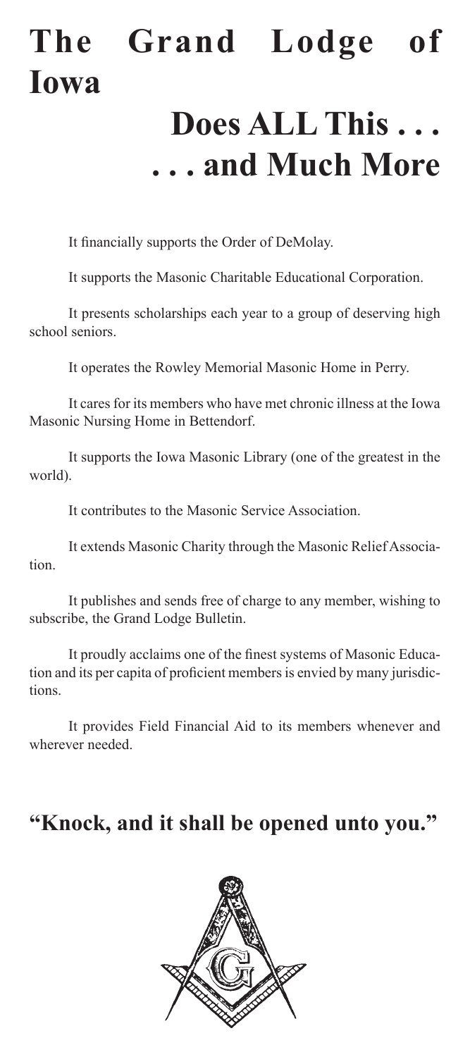# The Grand Lodge of Iowa

## Does ALL This . . .
## . . . and Much More

It financially supports the Order of DeMolay.

It supports the Masonic Charitable Educational Corporation.

It presents scholarships each year to a group of deserving high school seniors.

It operates the Rowley Memorial Masonic Home in Perry.

It cares for its members who have met chronic illness at the Iowa Masonic Nursing Home in Bettendorf.

It supports the Iowa Masonic Library (one of the greatest in the world).

It contributes to the Masonic Service Association.

It extends Masonic Charity through the Masonic Relief Association.

It publishes and sends free of charge to any member, wishing to subscribe, the Grand Lodge Bulletin.

It proudly acclaims one of the finest systems of Masonic Education and its per capita of proficient members is envied by many jurisdictions.

It provides Field Financial Aid to its members whenever and wherever needed.

## "Knock, and it shall be opened unto you."